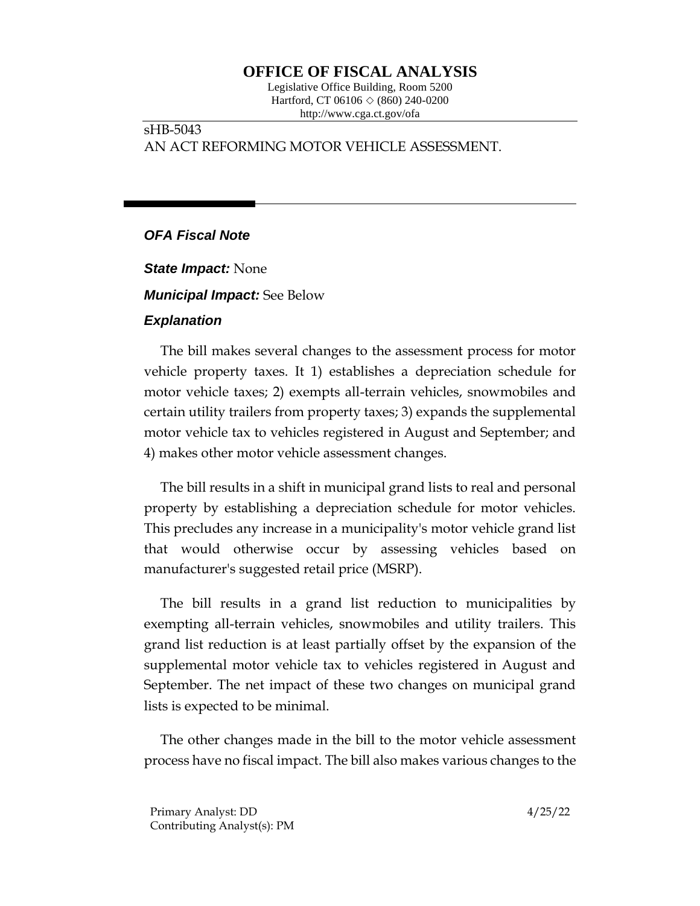# OFFICE OF FISCAL ANALYSIS

Legislative Office Building, Room 5200
Hartford, CT 06106 ◇ (860) 240-0200
http://www.cga.ct.gov/ofa

sHB-5043
AN ACT REFORMING MOTOR VEHICLE ASSESSMENT.

## *OFA Fiscal Note*

***State Impact:*** None

***Municipal Impact:*** See Below

### *Explanation*

The bill makes several changes to the assessment process for motor vehicle property taxes. It 1) establishes a depreciation schedule for motor vehicle taxes; 2) exempts all-terrain vehicles, snowmobiles and certain utility trailers from property taxes; 3) expands the supplemental motor vehicle tax to vehicles registered in August and September; and 4) makes other motor vehicle assessment changes.

The bill results in a shift in municipal grand lists to real and personal property by establishing a depreciation schedule for motor vehicles. This precludes any increase in a municipality's motor vehicle grand list that would otherwise occur by assessing vehicles based on manufacturer's suggested retail price (MSRP).

The bill results in a grand list reduction to municipalities by exempting all-terrain vehicles, snowmobiles and utility trailers. This grand list reduction is at least partially offset by the expansion of the supplemental motor vehicle tax to vehicles registered in August and September. The net impact of these two changes on municipal grand lists is expected to be minimal.

The other changes made in the bill to the motor vehicle assessment process have no fiscal impact. The bill also makes various changes to the

Primary Analyst: DD
Contributing Analyst(s): PM

4/25/22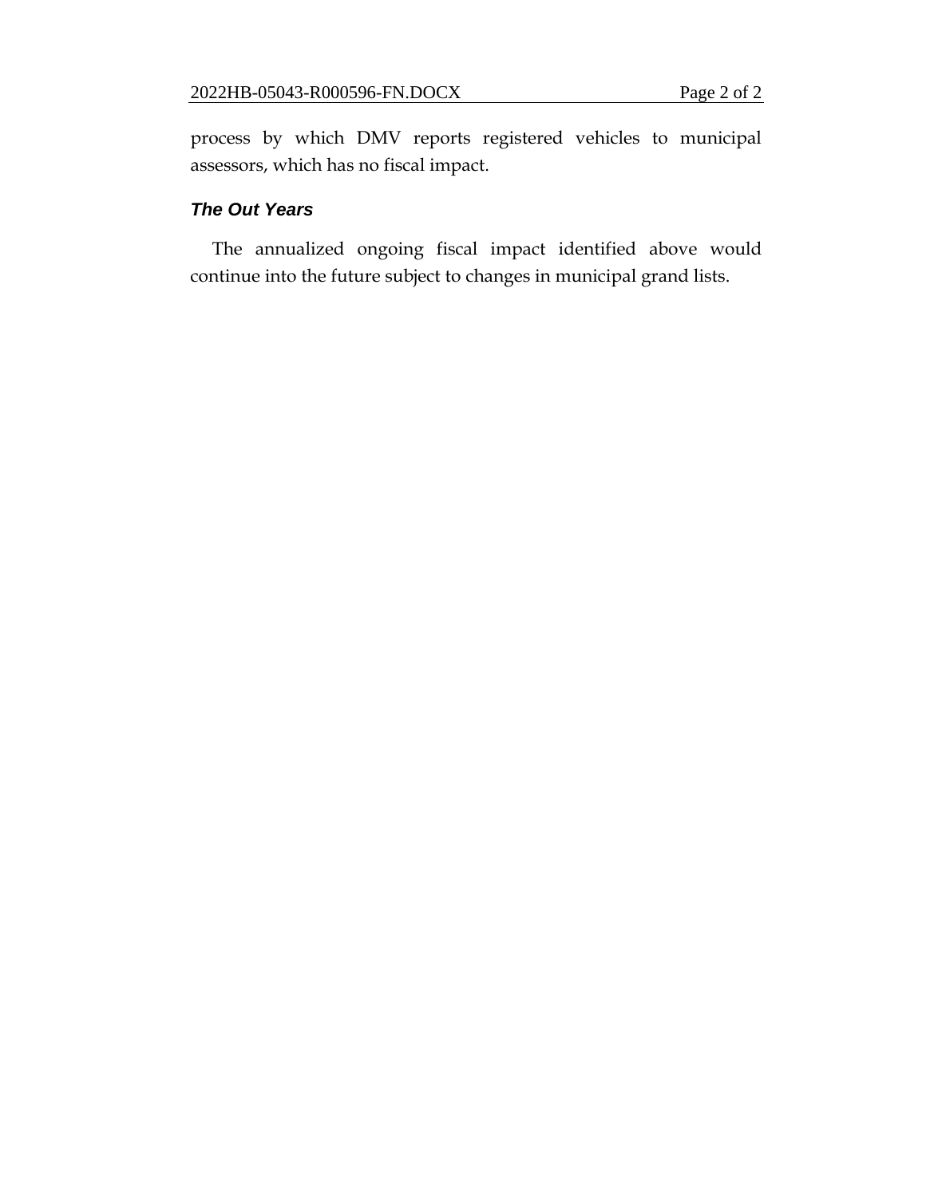process by which DMV reports registered vehicles to municipal assessors, which has no fiscal impact.

### *The Out Years*

The annualized ongoing fiscal impact identified above would continue into the future subject to changes in municipal grand lists.